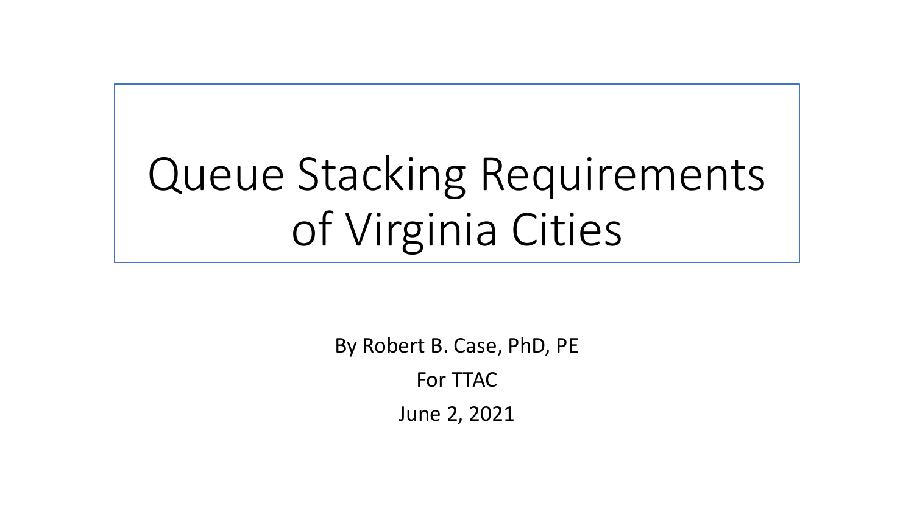# Queue Stacking Requirements of Virginia Cities

By Robert B. Case, PhD, PE

For TTAC

June 2, 2021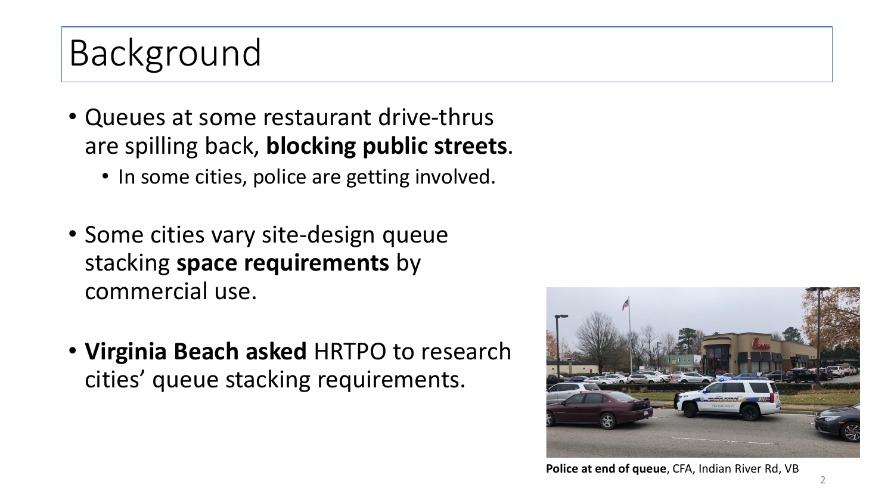# Background

- Queues at some restaurant drive-thrus are spilling back, **blocking public streets**.
  - In some cities, police are getting involved.
- Some cities vary site-design queue stacking **space requirements** by commercial use.
- **Virginia Beach asked** HRTPO to research cities' queue stacking requirements.

**Police at end of queue**, CFA, Indian River Rd, VB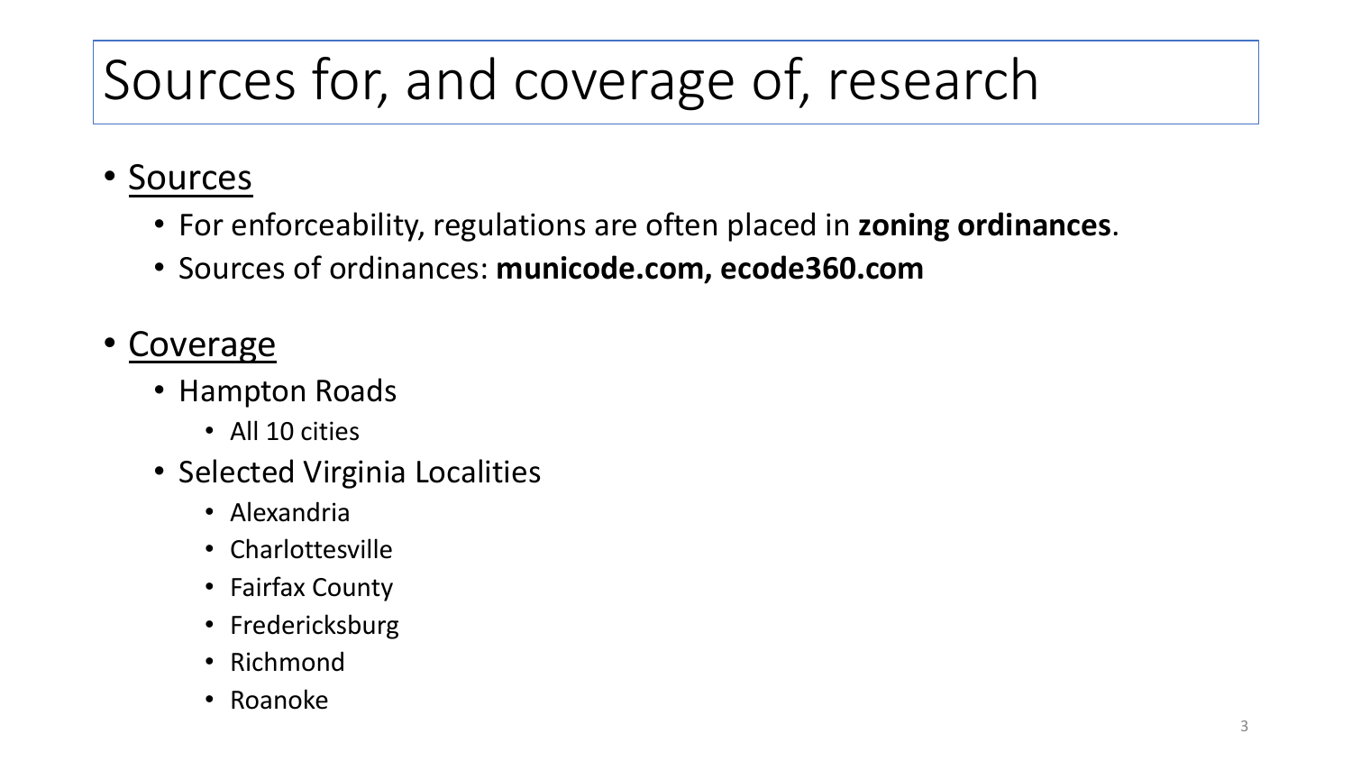# Sources for, and coverage of, research

- <u>Sources</u>
  - For enforceability, regulations are often placed in **zoning ordinances**.
  - Sources of ordinances: **municode.com, ecode360.com**

- <u>Coverage</u>
  - Hampton Roads
    - All 10 cities
  - Selected Virginia Localities
    - Alexandria
    - Charlottesville
    - Fairfax County
    - Fredericksburg
    - Richmond
    - Roanoke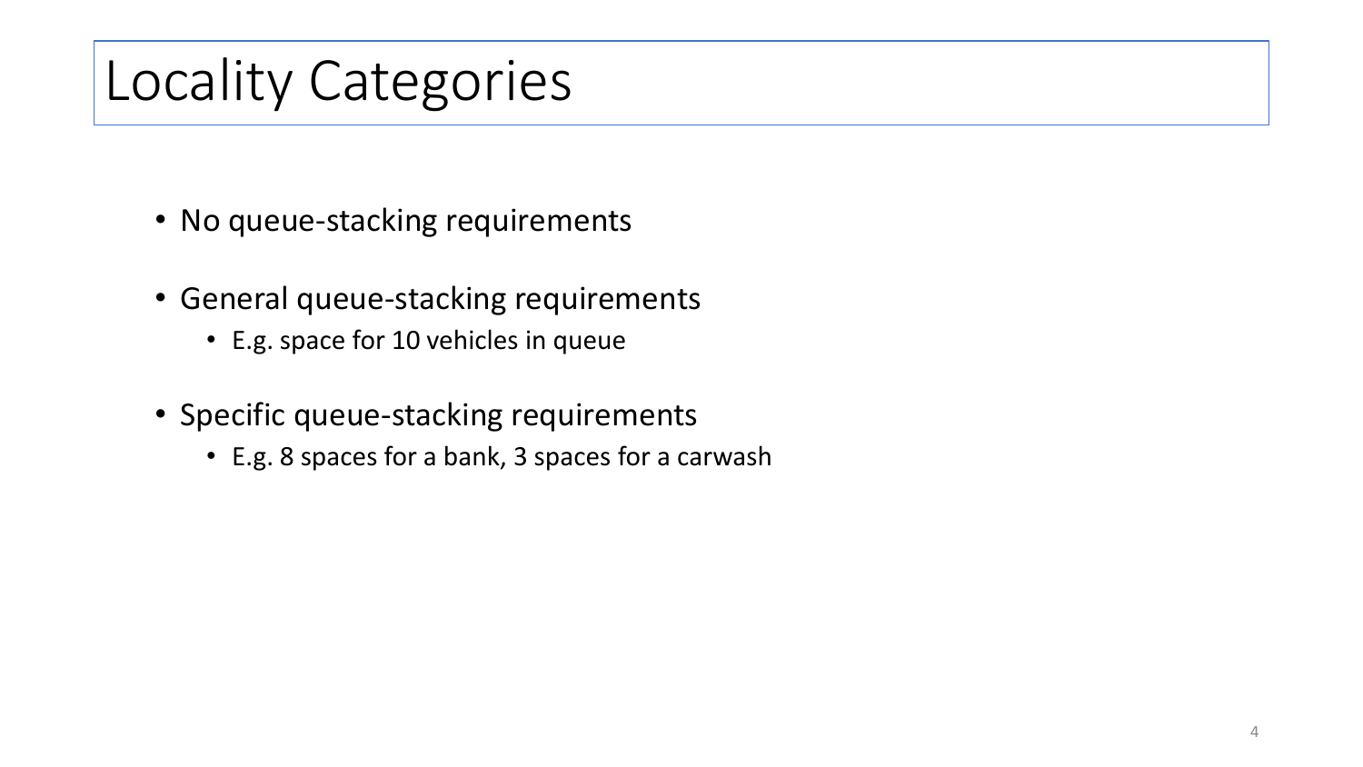# Locality Categories

- No queue-stacking requirements
- General queue-stacking requirements
  - E.g. space for 10 vehicles in queue
- Specific queue-stacking requirements
  - E.g. 8 spaces for a bank, 3 spaces for a carwash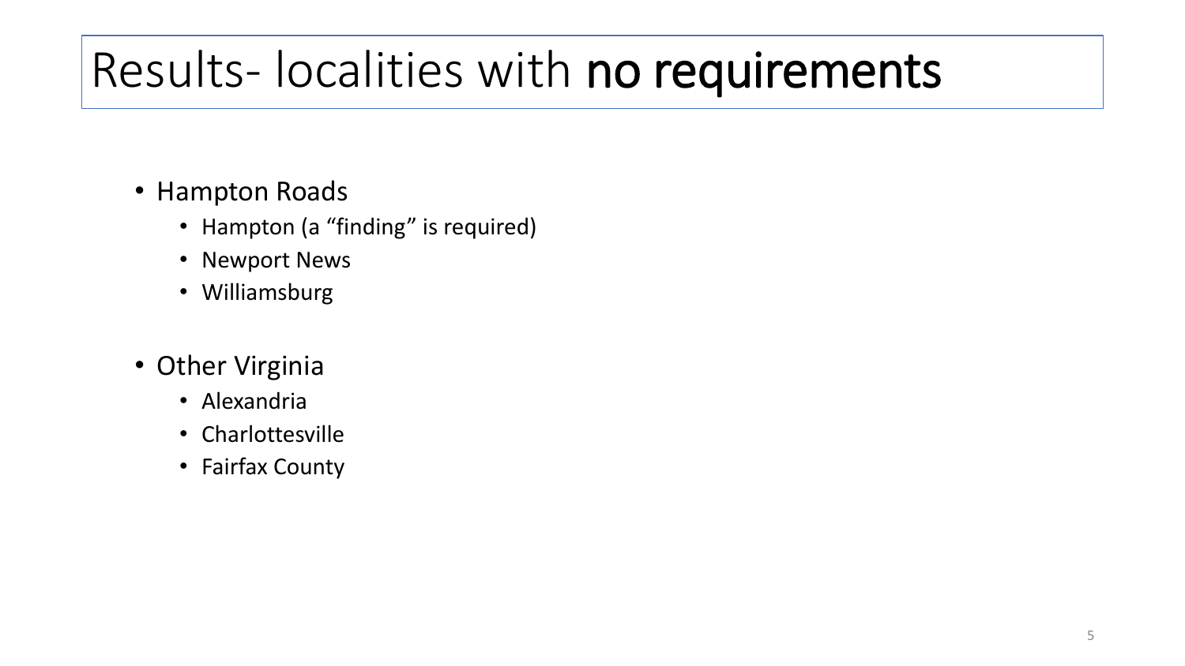# Results- localities with **no requirements**

- Hampton Roads
  - Hampton (a "finding" is required)
  - Newport News
  - Williamsburg
- Other Virginia
  - Alexandria
  - Charlottesville
  - Fairfax County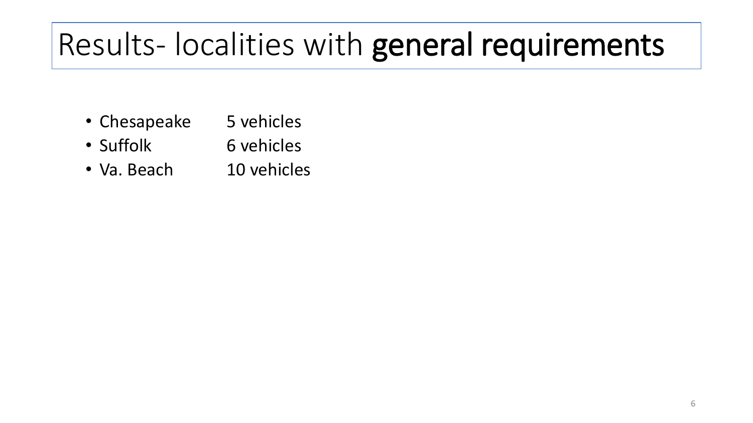# Results- localities with **general requirements**

- Chesapeake 5 vehicles
- Suffolk 6 vehicles
- Va. Beach 10 vehicles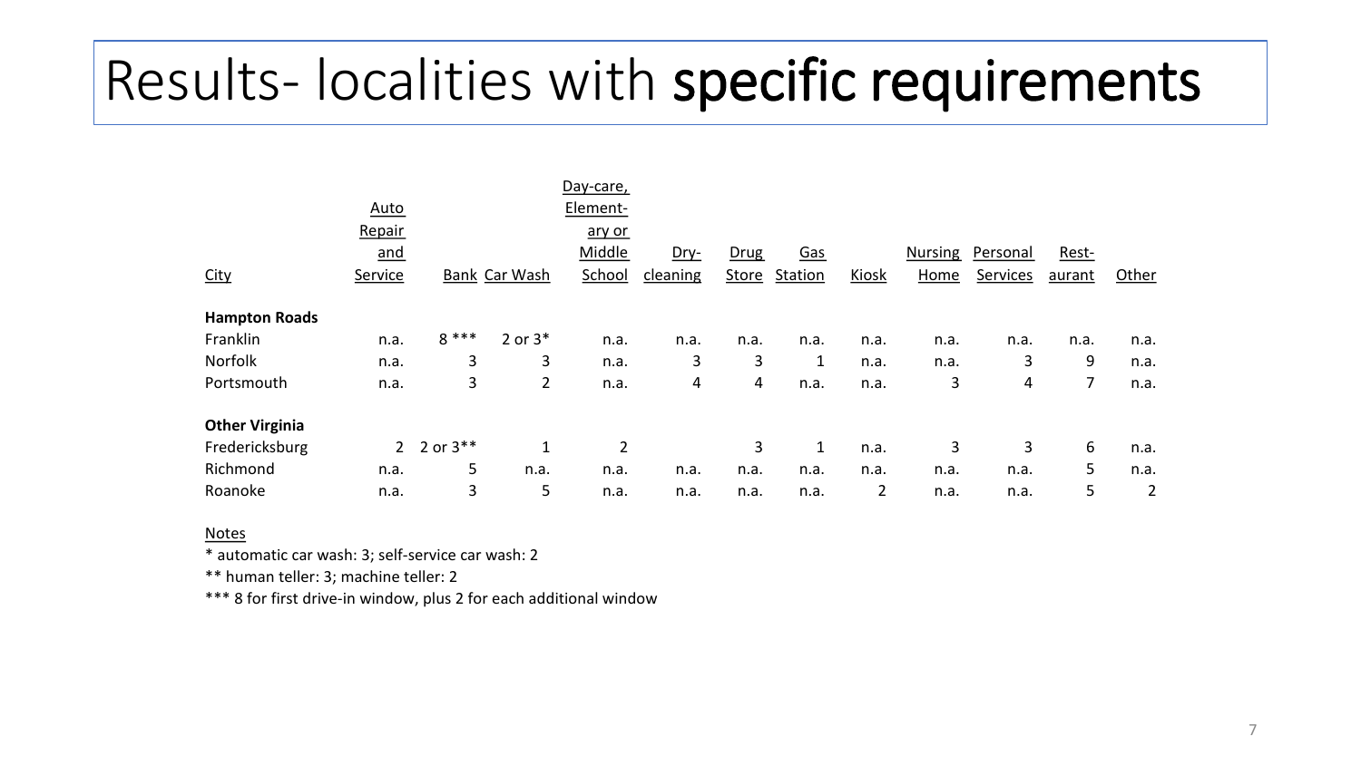# Results- localities with **specific requirements**

| City | Auto Repair and Service | Bank | Car Wash | Day-care, Elementary or Middle School | Dry-cleaning | Drug Store | Gas Station | Kiosk | Nursing Home | Personal Services | Restaurant | Other |
|---|---|---|---|---|---|---|---|---|---|---|---|---|
| **Hampton Roads** | | | | | | | | | | | | |
| Franklin | n.a. | 8 *** | 2 or 3* | n.a. | n.a. | n.a. | n.a. | n.a. | n.a. | n.a. | n.a. | n.a. |
| Norfolk | n.a. | 3 | 3 | n.a. | 3 | 3 | 1 | n.a. | n.a. | 3 | 9 | n.a. |
| Portsmouth | n.a. | 3 | 2 | n.a. | 4 | 4 | n.a. | n.a. | 3 | 4 | 7 | n.a. |
| **Other Virginia** | | | | | | | | | | | | |
| Fredericksburg | 2 | 2 or 3** | 1 | 2 | | 3 | 1 | n.a. | 3 | 3 | 6 | n.a. |
| Richmond | n.a. | 5 | n.a. | n.a. | n.a. | n.a. | n.a. | n.a. | n.a. | n.a. | 5 | n.a. |
| Roanoke | n.a. | 3 | 5 | n.a. | n.a. | n.a. | n.a. | 2 | n.a. | n.a. | 5 | 2 |

Notes

* automatic car wash: 3; self-service car wash: 2

** human teller: 3; machine teller: 2

*** 8 for first drive-in window, plus 2 for each additional window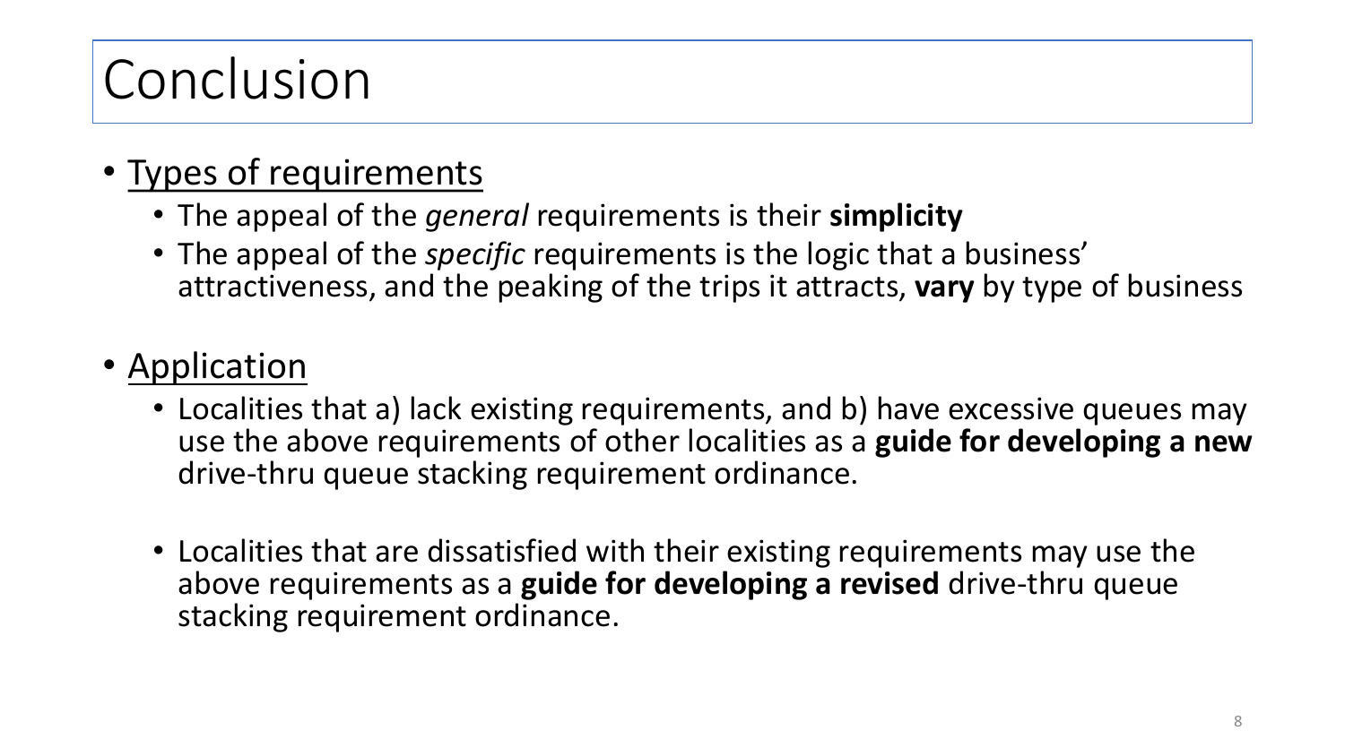# Conclusion

- <u>Types of requirements</u>
  - The appeal of the *general* requirements is their **simplicity**
  - The appeal of the *specific* requirements is the logic that a business' attractiveness, and the peaking of the trips it attracts, **vary** by type of business

- <u>Application</u>
  - Localities that a) lack existing requirements, and b) have excessive queues may use the above requirements of other localities as a **guide for developing a new** drive-thru queue stacking requirement ordinance.

  - Localities that are dissatisfied with their existing requirements may use the above requirements as a **guide for developing a revised** drive-thru queue stacking requirement ordinance.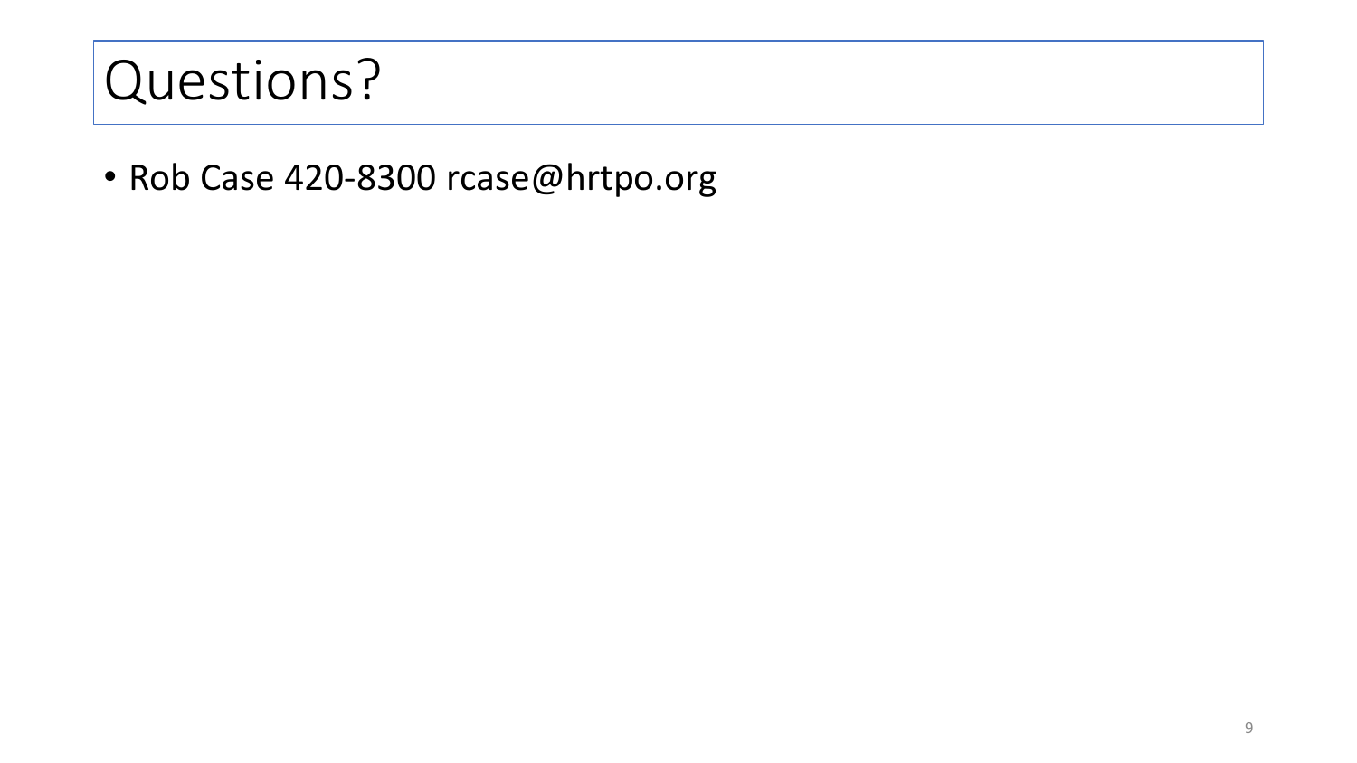# Questions?

- Rob Case 420-8300 rcase@hrtpo.org